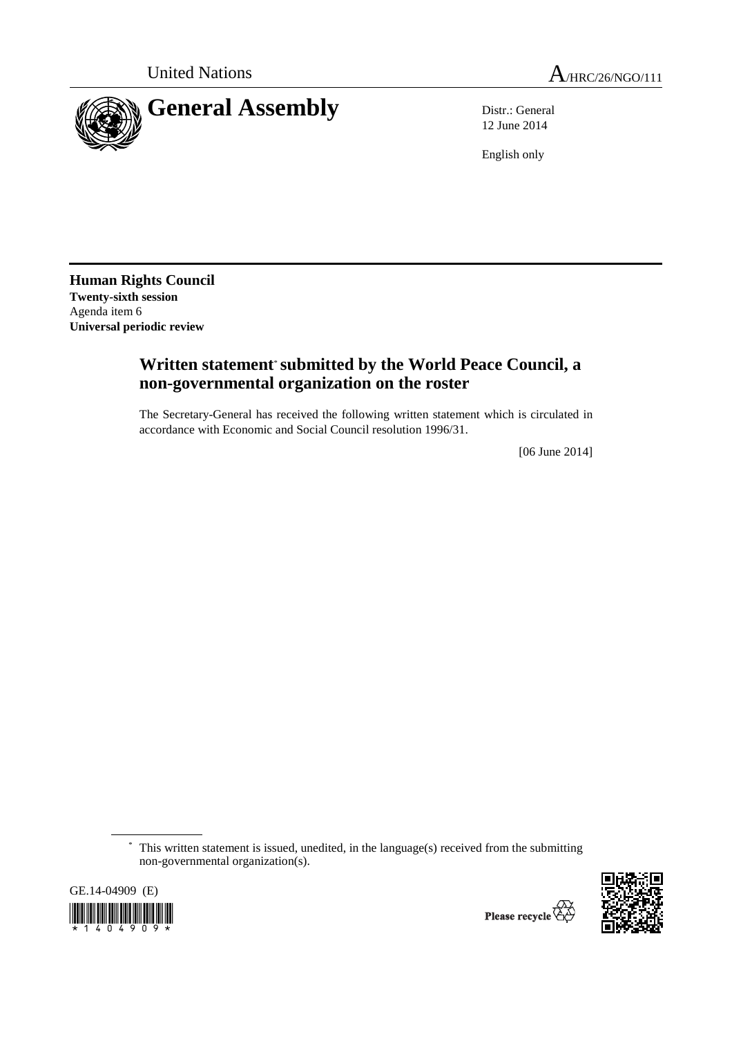United Nations

A/HRC/26/NGO/111

# General Assembly

Distr.: General
12 June 2014

English only

**Human Rights Council**
**Twenty-sixth session**
Agenda item 6
**Universal periodic review**

## Written statement* submitted by the World Peace Council, a non-governmental organization on the roster

The Secretary-General has received the following written statement which is circulated in accordance with Economic and Social Council resolution 1996/31.

[06 June 2014]

* This written statement is issued, unedited, in the language(s) received from the submitting non-governmental organization(s).

GE.14-04909 (E)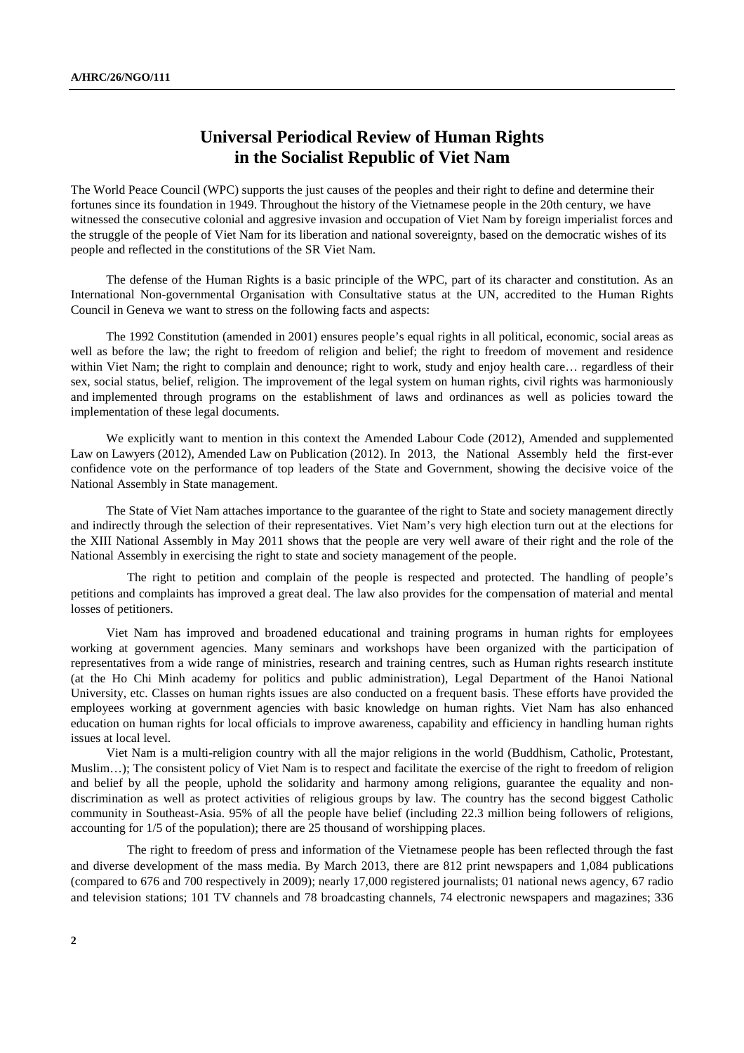# Universal Periodical Review of Human Rights in the Socialist Republic of Viet Nam

The World Peace Council (WPC) supports the just causes of the peoples and their right to define and determine their fortunes since its foundation in 1949. Throughout the history of the Vietnamese people in the 20th century, we have witnessed the consecutive colonial and aggresive invasion and occupation of Viet Nam by foreign imperialist forces and the struggle of the people of Viet Nam for its liberation and national sovereignty, based on the democratic wishes of its people and reflected in the constitutions of the SR Viet Nam.

The defense of the Human Rights is a basic principle of the WPC, part of its character and constitution. As an International Non-governmental Organisation with Consultative status at the UN, accredited to the Human Rights Council in Geneva we want to stress on the following facts and aspects:

The 1992 Constitution (amended in 2001) ensures people's equal rights in all political, economic, social areas as well as before the law; the right to freedom of religion and belief; the right to freedom of movement and residence within Viet Nam; the right to complain and denounce; right to work, study and enjoy health care… regardless of their sex, social status, belief, religion. The improvement of the legal system on human rights, civil rights was harmoniously and implemented through programs on the establishment of laws and ordinances as well as policies toward the implementation of these legal documents.

We explicitly want to mention in this context the Amended Labour Code (2012), Amended and supplemented Law on Lawyers (2012), Amended Law on Publication (2012). In 2013, the National Assembly held the first-ever confidence vote on the performance of top leaders of the State and Government, showing the decisive voice of the National Assembly in State management.

The State of Viet Nam attaches importance to the guarantee of the right to State and society management directly and indirectly through the selection of their representatives. Viet Nam's very high election turn out at the elections for the XIII National Assembly in May 2011 shows that the people are very well aware of their right and the role of the National Assembly in exercising the right to state and society management of the people.

The right to petition and complain of the people is respected and protected. The handling of people's petitions and complaints has improved a great deal. The law also provides for the compensation of material and mental losses of petitioners.

Viet Nam has improved and broadened educational and training programs in human rights for employees working at government agencies. Many seminars and workshops have been organized with the participation of representatives from a wide range of ministries, research and training centres, such as Human rights research institute (at the Ho Chi Minh academy for politics and public administration), Legal Department of the Hanoi National University, etc. Classes on human rights issues are also conducted on a frequent basis. These efforts have provided the employees working at government agencies with basic knowledge on human rights. Viet Nam has also enhanced education on human rights for local officials to improve awareness, capability and efficiency in handling human rights issues at local level.

Viet Nam is a multi-religion country with all the major religions in the world (Buddhism, Catholic, Protestant, Muslim…); The consistent policy of Viet Nam is to respect and facilitate the exercise of the right to freedom of religion and belief by all the people, uphold the solidarity and harmony among religions, guarantee the equality and non-discrimination as well as protect activities of religious groups by law. The country has the second biggest Catholic community in Southeast-Asia. 95% of all the people have belief (including 22.3 million being followers of religions, accounting for 1/5 of the population); there are 25 thousand of worshipping places.

The right to freedom of press and information of the Vietnamese people has been reflected through the fast and diverse development of the mass media. By March 2013, there are 812 print newspapers and 1,084 publications (compared to 676 and 700 respectively in 2009); nearly 17,000 registered journalists; 01 national news agency, 67 radio and television stations; 101 TV channels and 78 broadcasting channels, 74 electronic newspapers and magazines; 336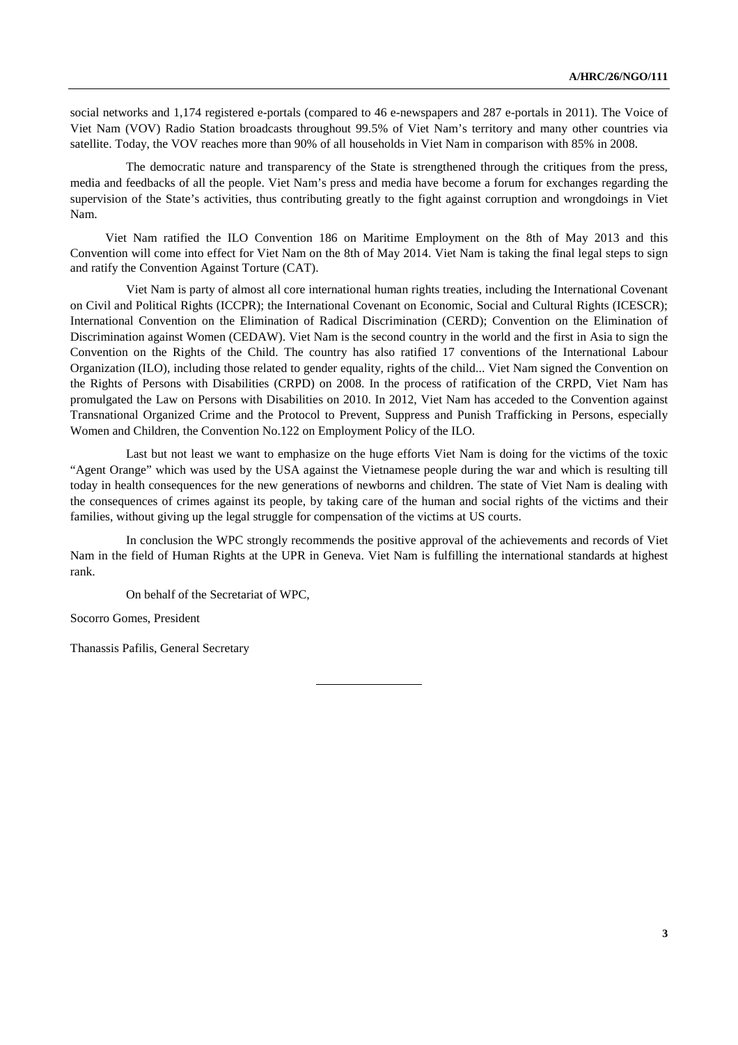social networks and 1,174 registered e-portals (compared to 46 e-newspapers and 287 e-portals in 2011). The Voice of Viet Nam (VOV) Radio Station broadcasts throughout 99.5% of Viet Nam's territory and many other countries via satellite. Today, the VOV reaches more than 90% of all households in Viet Nam in comparison with 85% in 2008.

The democratic nature and transparency of the State is strengthened through the critiques from the press, media and feedbacks of all the people. Viet Nam's press and media have become a forum for exchanges regarding the supervision of the State's activities, thus contributing greatly to the fight against corruption and wrongdoings in Viet Nam.

Viet Nam ratified the ILO Convention 186 on Maritime Employment on the 8th of May 2013 and this Convention will come into effect for Viet Nam on the 8th of May 2014. Viet Nam is taking the final legal steps to sign and ratify the Convention Against Torture (CAT).

Viet Nam is party of almost all core international human rights treaties, including the International Covenant on Civil and Political Rights (ICCPR); the International Covenant on Economic, Social and Cultural Rights (ICESCR); International Convention on the Elimination of Radical Discrimination (CERD); Convention on the Elimination of Discrimination against Women (CEDAW). Viet Nam is the second country in the world and the first in Asia to sign the Convention on the Rights of the Child. The country has also ratified 17 conventions of the International Labour Organization (ILO), including those related to gender equality, rights of the child... Viet Nam signed the Convention on the Rights of Persons with Disabilities (CRPD) on 2008. In the process of ratification of the CRPD, Viet Nam has promulgated the Law on Persons with Disabilities on 2010. In 2012, Viet Nam has acceded to the Convention against Transnational Organized Crime and the Protocol to Prevent, Suppress and Punish Trafficking in Persons, especially Women and Children, the Convention No.122 on Employment Policy of the ILO.

Last but not least we want to emphasize on the huge efforts Viet Nam is doing for the victims of the toxic "Agent Orange" which was used by the USA against the Vietnamese people during the war and which is resulting till today in health consequences for the new generations of newborns and children. The state of Viet Nam is dealing with the consequences of crimes against its people, by taking care of the human and social rights of the victims and their families, without giving up the legal struggle for compensation of the victims at US courts.

In conclusion the WPC strongly recommends the positive approval of the achievements and records of Viet Nam in the field of Human Rights at the UPR in Geneva. Viet Nam is fulfilling the international standards at highest rank.

On behalf of the Secretariat of WPC,

Socorro Gomes, President

Thanassis Pafilis, General Secretary